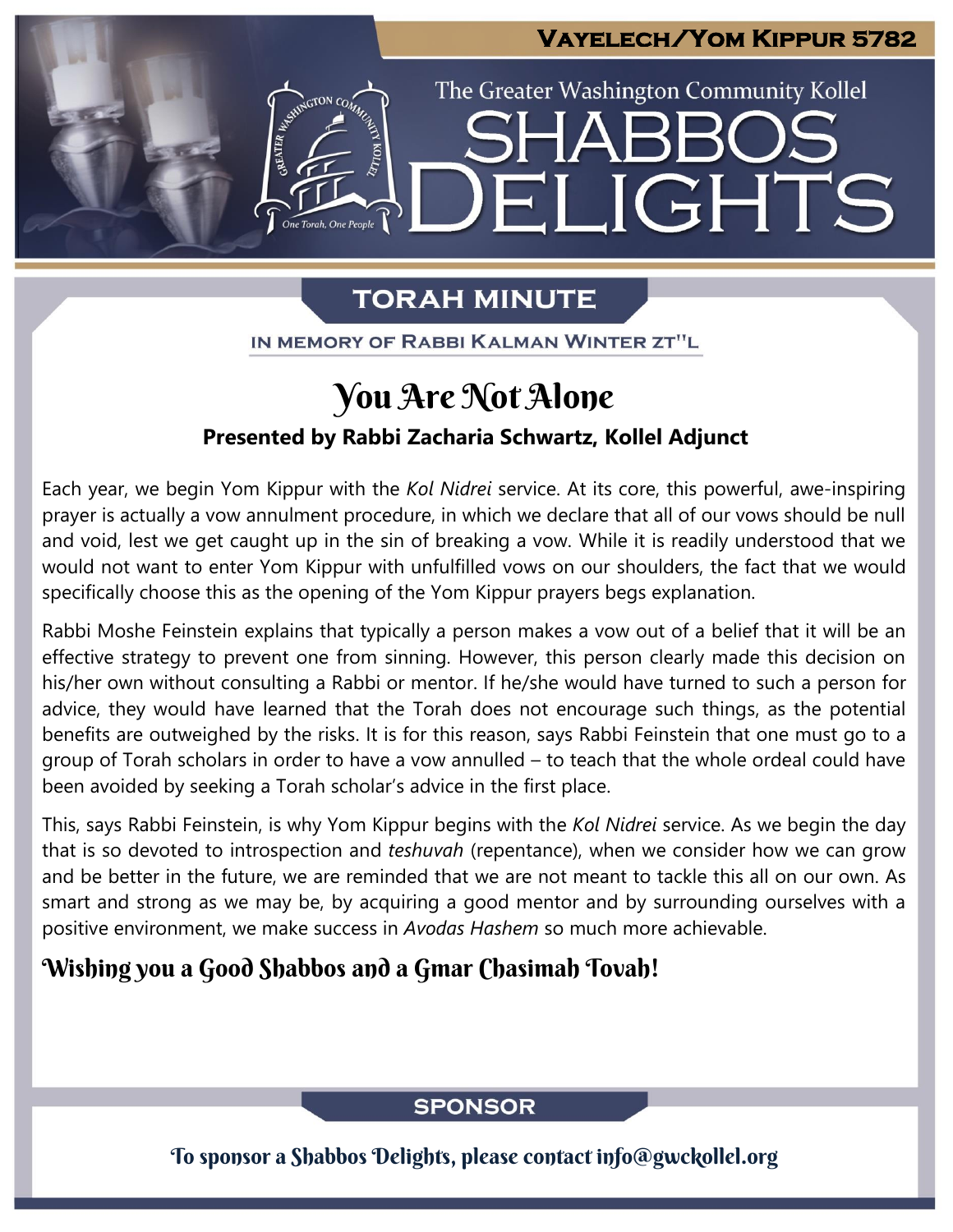# Vayelech/Yom Kippur 5782

The Greater Washington Community Kollel

# Shabbos Delights

## Torah Minute

IN MEMORY OF RABBI KALMAN WINTER ZT"L

# You Are Not Alone

**Presented by Rabbi Zacharia Schwartz, Kollel Adjunct**

Each year, we begin Yom Kippur with the *Kol Nidrei* service. At its core, this powerful, awe-inspiring prayer is actually a vow annulment procedure, in which we declare that all of our vows should be null and void, lest we get caught up in the sin of breaking a vow. While it is readily understood that we would not want to enter Yom Kippur with unfulfilled vows on our shoulders, the fact that we would specifically choose this as the opening of the Yom Kippur prayers begs explanation.

Rabbi Moshe Feinstein explains that typically a person makes a vow out of a belief that it will be an effective strategy to prevent one from sinning. However, this person clearly made this decision on his/her own without consulting a Rabbi or mentor. If he/she would have turned to such a person for advice, they would have learned that the Torah does not encourage such things, as the potential benefits are outweighed by the risks. It is for this reason, says Rabbi Feinstein that one must go to a group of Torah scholars in order to have a vow annulled – to teach that the whole ordeal could have been avoided by seeking a Torah scholar's advice in the first place.

This, says Rabbi Feinstein, is why Yom Kippur begins with the *Kol Nidrei* service. As we begin the day that is so devoted to introspection and *teshuvah* (repentance), when we consider how we can grow and be better in the future, we are reminded that we are not meant to tackle this all on our own. As smart and strong as we may be, by acquiring a good mentor and by surrounding ourselves with a positive environment, we make success in *Avodas Hashem* so much more achievable.

**Wishing you a Good Shabbos and a Gmar Chasimah Tovah!**

## Sponsor

To sponsor a Shabbos Delights, please contact info@gwckollel.org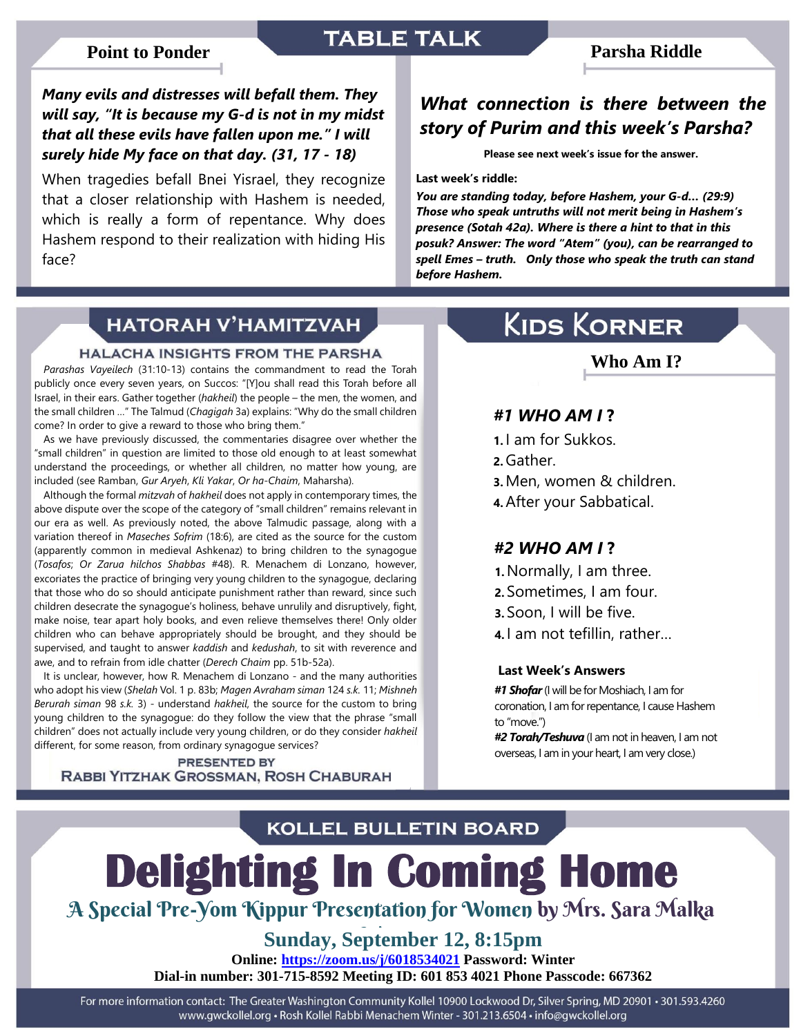# TABLE TALK

## Point to Ponder

***Many evils and distresses will befall them. They will say, "It is because my G-d is not in my midst that all these evils have fallen upon me." I will surely hide My face on that day. (31, 17 - 18)***

When tragedies befall Bnei Yisrael, they recognize that a closer relationship with Hashem is needed, which is really a form of repentance. Why does Hashem respond to their realization with hiding His face?

## Parsha Riddle

***What connection is there between the story of Purim and this week's Parsha?***

**Please see next week's issue for the answer.**

**Last week's riddle:**

***You are standing today, before Hashem, your G-d... (29:9) Those who speak untruths will not merit being in Hashem's presence (Sotah 42a). Where is there a hint to that in this posuk? Answer: The word "Atem" (you), can be rearranged to spell Emes – truth. Only those who speak the truth can stand before Hashem.***

# HATORAH V'HAMITZVAH

## HALACHA INSIGHTS FROM THE PARSHA

*Parashas Vayeilech* (31:10-13) contains the commandment to read the Torah publicly once every seven years, on Succos: "[Y]ou shall read this Torah before all Israel, in their ears. Gather together (*hakheil*) the people – the men, the women, and the small children ..." The Talmud (*Chagigah* 3a) explains: "Why do the small children come? In order to give a reward to those who bring them."

As we have previously discussed, the commentaries disagree over whether the "small children" in question are limited to those old enough to at least somewhat understand the proceedings, or whether all children, no matter how young, are included (see Ramban, *Gur Aryeh*, *Kli Yakar*, *Or ha-Chaim*, Maharsha).

Although the formal *mitzvah* of *hakheil* does not apply in contemporary times, the above dispute over the scope of the category of "small children" remains relevant in our era as well. As previously noted, the above Talmudic passage, along with a variation thereof in *Maseches Sofrim* (18:6), are cited as the source for the custom (apparently common in medieval Ashkenaz) to bring children to the synagogue (*Tosafos*; *Or Zarua hilchos Shabbas* #48). R. Menachem di Lonzano, however, excoriates the practice of bringing very young children to the synagogue, declaring that those who do so should anticipate punishment rather than reward, since such children desecrate the synagogue's holiness, behave unrulily and disruptively, fight, make noise, tear apart holy books, and even relieve themselves there! Only older children who can behave appropriately should be brought, and they should be supervised, and taught to answer *kaddish* and *kedushah*, to sit with reverence and awe, and to refrain from idle chatter (*Derech Chaim* pp. 51b-52a).

It is unclear, however, how R. Menachem di Lonzano - and the many authorities who adopt his view (*Shelah* Vol. 1 p. 83b; *Magen Avraham siman* 124 *s.k.* 11; *Mishneh Berurah siman* 98 *s.k.* 3) - understand *hakheil*, the source for the custom to bring young children to the synagogue: do they follow the view that the phrase "small children" does not actually include very young children, or do they consider *hakheil* different, for some reason, from ordinary synagogue services?

PRESENTED BY
RABBI YITZHAK GROSSMAN, ROSH CHABURAH

# KIDS KORNER

## Who Am I?

### #1 WHO AM I ?

1. I am for Sukkos.
2. Gather.
3. Men, women & children.
4. After your Sabbatical.

### #2 WHO AM I ?

1. Normally, I am three.
2. Sometimes, I am four.
3. Soon, I will be five.
4. I am not tefillin, rather...

**Last Week's Answers**

***#1 Shofar*** (I will be for Moshiach, I am for coronation, I am for repentance, I cause Hashem to "move.")

***#2 Torah/Teshuva*** (I am not in heaven, I am not overseas, I am in your heart, I am very close.)

# KOLLEL BULLETIN BOARD

# Delighting In Coming Home

A Special Pre-Yom Kippur Presentation for Women by Mrs. Sara Malka

**Sunday, September 12, 8:15pm**

**Online: https://zoom.us/j/6018534021 Password: Winter**

**Dial-in number: 301-715-8592 Meeting ID: 601 853 4021 Phone Passcode: 667362**

For more information contact: The Greater Washington Community Kollel 10900 Lockwood Dr, Silver Spring, MD 20901 • 301.593.4260
www.gwckollel.org • Rosh Kollel Rabbi Menachem Winter - 301.213.6504 • info@gwckollel.org